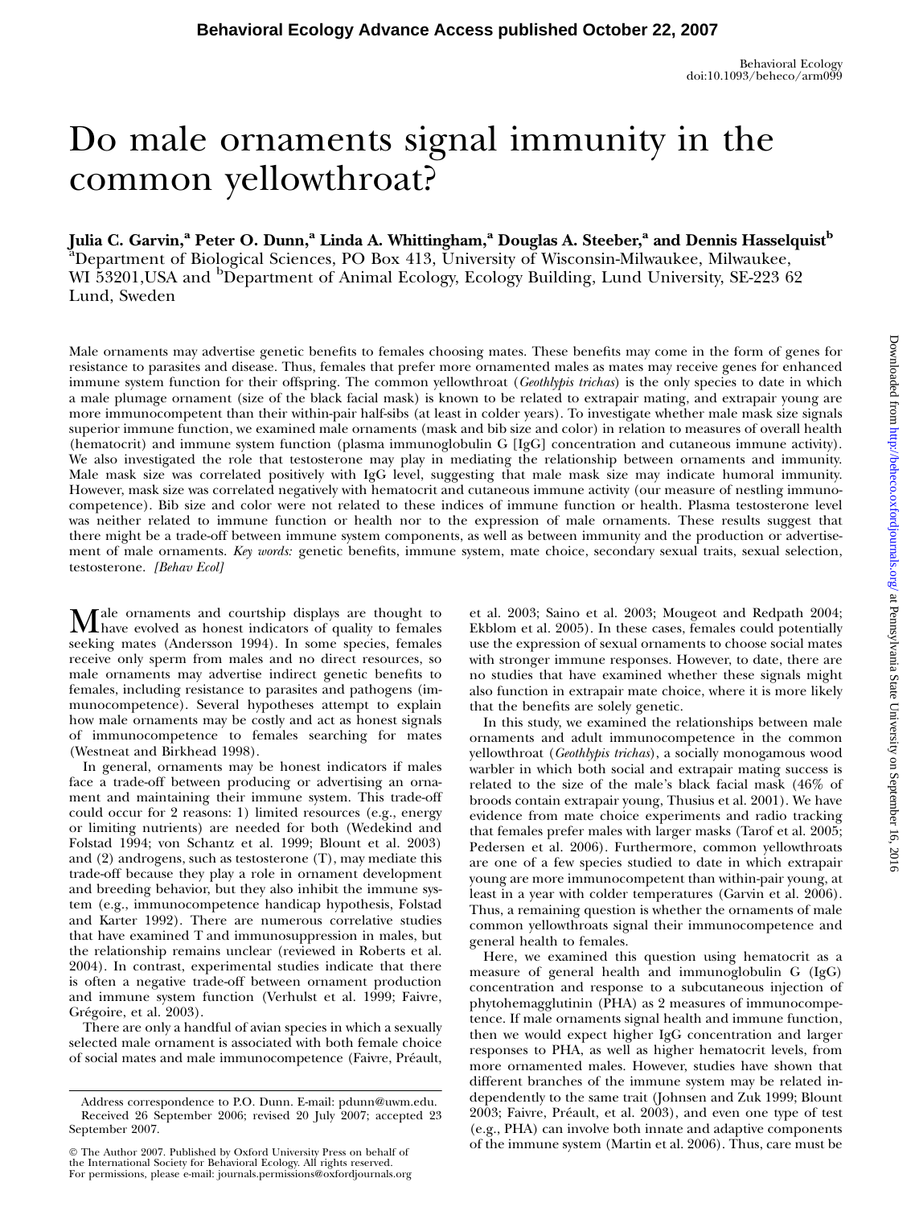# Do male ornaments signal immunity in the common yellowthroat?

**Julia C. Garvin,[a] Peter O. Dunn,[a] Linda A. Whittingham,[a] Douglas A. Steeber,[a] and Dennis Hasselquist[b]**

[a]Department of Biological Sciences, PO Box 413, University of Wisconsin-Milwaukee, Milwaukee, WI 53201,USA and [b]Department of Animal Ecology, Ecology Building, Lund University, SE-223 62 Lund, Sweden

Male ornaments may advertise genetic benefits to females choosing mates. These benefits may come in the form of genes for resistance to parasites and disease. Thus, females that prefer more ornamented males as mates may receive genes for enhanced immune system function for their offspring. The common yellowthroat (*Geothlypis trichas*) is the only species to date in which a male plumage ornament (size of the black facial mask) is known to be related to extrapair mating, and extrapair young are more immunocompetent than their within-pair half-sibs (at least in colder years). To investigate whether male mask size signals superior immune function, we examined male ornaments (mask and bib size and color) in relation to measures of overall health (hematocrit) and immune system function (plasma immunoglobulin G [IgG] concentration and cutaneous immune activity). We also investigated the role that testosterone may play in mediating the relationship between ornaments and immunity. Male mask size was correlated positively with IgG level, suggesting that male mask size may indicate humoral immunity. However, mask size was correlated negatively with hematocrit and cutaneous immune activity (our measure of nestling immunocompetence). Bib size and color were not related to these indices of immune function or health. Plasma testosterone level was neither related to immune function or health nor to the expression of male ornaments. These results suggest that there might be a trade-off between immune system components, as well as between immunity and the production or advertisement of male ornaments. *Key words:* genetic benefits, immune system, mate choice, secondary sexual traits, sexual selection, testosterone. *[Behav Ecol]*

Male ornaments and courtship displays are thought to have evolved as honest indicators of quality to females seeking mates (Andersson 1994). In some species, females receive only sperm from males and no direct resources, so male ornaments may advertise indirect genetic benefits to females, including resistance to parasites and pathogens (immunocompetence). Several hypotheses attempt to explain how male ornaments may be costly and act as honest signals of immunocompetence to females searching for mates (Westneat and Birkhead 1998).

In general, ornaments may be honest indicators if males face a trade-off between producing or advertising an ornament and maintaining their immune system. This trade-off could occur for 2 reasons: 1) limited resources (e.g., energy or limiting nutrients) are needed for both (Wedekind and Folstad 1994; von Schantz et al. 1999; Blount et al. 2003) and (2) androgens, such as testosterone (T), may mediate this trade-off because they play a role in ornament development and breeding behavior, but they also inhibit the immune system (e.g., immunocompetence handicap hypothesis, Folstad and Karter 1992). There are numerous correlative studies that have examined T and immunosuppression in males, but the relationship remains unclear (reviewed in Roberts et al. 2004). In contrast, experimental studies indicate that there is often a negative trade-off between ornament production and immune system function (Verhulst et al. 1999; Faivre, Grégoire, et al. 2003).

There are only a handful of avian species in which a sexually selected male ornament is associated with both female choice of social mates and male immunocompetence (Faivre, Préault, et al. 2003; Saino et al. 2003; Mougeot and Redpath 2004; Ekblom et al. 2005). In these cases, females could potentially use the expression of sexual ornaments to choose social mates with stronger immune responses. However, to date, there are no studies that have examined whether these signals might also function in extrapair mate choice, where it is more likely that the benefits are solely genetic.

In this study, we examined the relationships between male ornaments and adult immunocompetence in the common yellowthroat (*Geothlypis trichas*), a socially monogamous wood warbler in which both social and extrapair mating success is related to the size of the male's black facial mask (46% of broods contain extrapair young, Thusius et al. 2001). We have evidence from mate choice experiments and radio tracking that females prefer males with larger masks (Tarof et al. 2005; Pedersen et al. 2006). Furthermore, common yellowthroats are one of a few species studied to date in which extrapair young are more immunocompetent than within-pair young, at least in a year with colder temperatures (Garvin et al. 2006). Thus, a remaining question is whether the ornaments of male common yellowthroats signal their immunocompetence and general health to females.

Here, we examined this question using hematocrit as a measure of general health and immunoglobulin G (IgG) concentration and response to a subcutaneous injection of phytohemagglutinin (PHA) as 2 measures of immunocompetence. If male ornaments signal health and immune function, then we would expect higher IgG concentration and larger responses to PHA, as well as higher hematocrit levels, from more ornamented males. However, studies have shown that different branches of the immune system may be related independently to the same trait (Johnsen and Zuk 1999; Blount 2003; Faivre, Préault, et al. 2003), and even one type of test (e.g., PHA) can involve both innate and adaptive components of the immune system (Martin et al. 2006). Thus, care must be

Address correspondence to P.O. Dunn. E-mail: pdunn@uwm.edu.
Received 26 September 2006; revised 20 July 2007; accepted 23 September 2007.

© The Author 2007. Published by Oxford University Press on behalf of the International Society for Behavioral Ecology. All rights reserved. For permissions, please e-mail: journals.permissions@oxfordjournals.org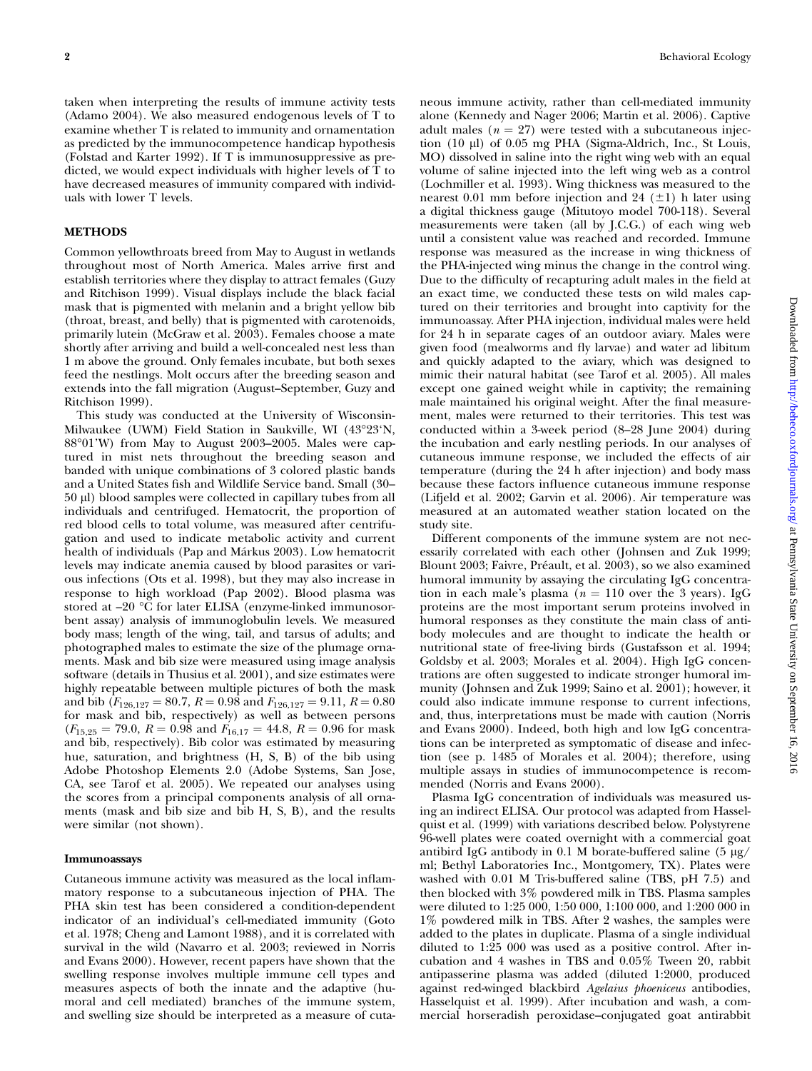taken when interpreting the results of immune activity tests (Adamo 2004). We also measured endogenous levels of T to examine whether T is related to immunity and ornamentation as predicted by the immunocompetence handicap hypothesis (Folstad and Karter 1992). If T is immunosuppressive as predicted, we would expect individuals with higher levels of T to have decreased measures of immunity compared with individuals with lower T levels.

## METHODS

Common yellowthroats breed from May to August in wetlands throughout most of North America. Males arrive first and establish territories where they display to attract females (Guzy and Ritchison 1999). Visual displays include the black facial mask that is pigmented with melanin and a bright yellow bib (throat, breast, and belly) that is pigmented with carotenoids, primarily lutein (McGraw et al. 2003). Females choose a mate shortly after arriving and build a well-concealed nest less than 1 m above the ground. Only females incubate, but both sexes feed the nestlings. Molt occurs after the breeding season and extends into the fall migration (August–September, Guzy and Ritchison 1999).

This study was conducted at the University of Wisconsin-Milwaukee (UWM) Field Station in Saukville, WI (43°23'N, 88°01'W) from May to August 2003–2005. Males were captured in mist nets throughout the breeding season and banded with unique combinations of 3 colored plastic bands and a United States fish and Wildlife Service band. Small (30–50 µl) blood samples were collected in capillary tubes from all individuals and centrifuged. Hematocrit, the proportion of red blood cells to total volume, was measured after centrifugation and used to indicate metabolic activity and current health of individuals (Pap and Márkus 2003). Low hematocrit levels may indicate anemia caused by blood parasites or various infections (Ots et al. 1998), but they may also increase in response to high workload (Pap 2002). Blood plasma was stored at –20 °C for later ELISA (enzyme-linked immunosorbent assay) analysis of immunoglobulin levels. We measured body mass; length of the wing, tail, and tarsus of adults; and photographed males to estimate the size of the plumage ornaments. Mask and bib size were measured using image analysis software (details in Thusius et al. 2001), and size estimates were highly repeatable between multiple pictures of both the mask and bib ($F_{126,127} = 80.7$, $R = 0.98$ and $F_{126,127} = 9.11$, $R = 0.80$ for mask and bib, respectively) as well as between persons ($F_{15,25} = 79.0$, $R = 0.98$ and $F_{16,17} = 44.8$, $R = 0.96$ for mask and bib, respectively). Bib color was estimated by measuring hue, saturation, and brightness (H, S, B) of the bib using Adobe Photoshop Elements 2.0 (Adobe Systems, San Jose, CA, see Tarof et al. 2005). We repeated our analyses using the scores from a principal components analysis of all ornaments (mask and bib size and bib H, S, B), and the results were similar (not shown).

### Immunoassays

Cutaneous immune activity was measured as the local inflammatory response to a subcutaneous injection of PHA. The PHA skin test has been considered a condition-dependent indicator of an individual's cell-mediated immunity (Goto et al. 1978; Cheng and Lamont 1988), and it is correlated with survival in the wild (Navarro et al. 2003; reviewed in Norris and Evans 2000). However, recent papers have shown that the swelling response involves multiple immune cell types and measures aspects of both the innate and the adaptive (humoral and cell mediated) branches of the immune system, and swelling size should be interpreted as a measure of cutaneous immune activity, rather than cell-mediated immunity alone (Kennedy and Nager 2006; Martin et al. 2006). Captive adult males ($n = 27$) were tested with a subcutaneous injection (10 µl) of 0.05 mg PHA (Sigma-Aldrich, Inc., St Louis, MO) dissolved in saline into the right wing web with an equal volume of saline injected into the left wing web as a control (Lochmiller et al. 1993). Wing thickness was measured to the nearest 0.01 mm before injection and 24 (±1) h later using a digital thickness gauge (Mitutoyo model 700-118). Several measurements were taken (all by J.C.G.) of each wing web until a consistent value was reached and recorded. Immune response was measured as the increase in wing thickness of the PHA-injected wing minus the change in the control wing. Due to the difficulty of recapturing adult males in the field at an exact time, we conducted these tests on wild males captured on their territories and brought into captivity for the immunoassay. After PHA injection, individual males were held for 24 h in separate cages of an outdoor aviary. Males were given food (mealworms and fly larvae) and water ad libitum and quickly adapted to the aviary, which was designed to mimic their natural habitat (see Tarof et al. 2005). All males except one gained weight while in captivity; the remaining male maintained his original weight. After the final measurement, males were returned to their territories. This test was conducted within a 3-week period (8–28 June 2004) during the incubation and early nestling periods. In our analyses of cutaneous immune response, we included the effects of air temperature (during the 24 h after injection) and body mass because these factors influence cutaneous immune response (Lifjeld et al. 2002; Garvin et al. 2006). Air temperature was measured at an automated weather station located on the study site.

Different components of the immune system are not necessarily correlated with each other (Johnsen and Zuk 1999; Blount 2003; Faivre, Préault, et al. 2003), so we also examined humoral immunity by assaying the circulating IgG concentration in each male's plasma ($n = 110$ over the 3 years). IgG proteins are the most important serum proteins involved in humoral responses as they constitute the main class of antibody molecules and are thought to indicate the health or nutritional state of free-living birds (Gustafsson et al. 1994; Goldsby et al. 2003; Morales et al. 2004). High IgG concentrations are often suggested to indicate stronger humoral immunity (Johnsen and Zuk 1999; Saino et al. 2001); however, it could also indicate immune response to current infections, and, thus, interpretations must be made with caution (Norris and Evans 2000). Indeed, both high and low IgG concentrations can be interpreted as symptomatic of disease and infection (see p. 1485 of Morales et al. 2004); therefore, using multiple assays in studies of immunocompetence is recommended (Norris and Evans 2000).

Plasma IgG concentration of individuals was measured using an indirect ELISA. Our protocol was adapted from Hasselquist et al. (1999) with variations described below. Polystyrene 96-well plates were coated overnight with a commercial goat antibird IgG antibody in 0.1 M borate-buffered saline (5 µg/ml; Bethyl Laboratories Inc., Montgomery, TX). Plates were washed with 0.01 M Tris-buffered saline (TBS, pH 7.5) and then blocked with 3% powdered milk in TBS. Plasma samples were diluted to 1:25 000, 1:50 000, 1:100 000, and 1:200 000 in 1% powdered milk in TBS. After 2 washes, the samples were added to the plates in duplicate. Plasma of a single individual diluted to 1:25 000 was used as a positive control. After incubation and 4 washes in TBS and 0.05% Tween 20, rabbit antipasserine plasma was added (diluted 1:2000, produced against red-winged blackbird *Agelaius phoeniceus* antibodies, Hasselquist et al. 1999). After incubation and wash, a commercial horseradish peroxidase–conjugated goat antirabbit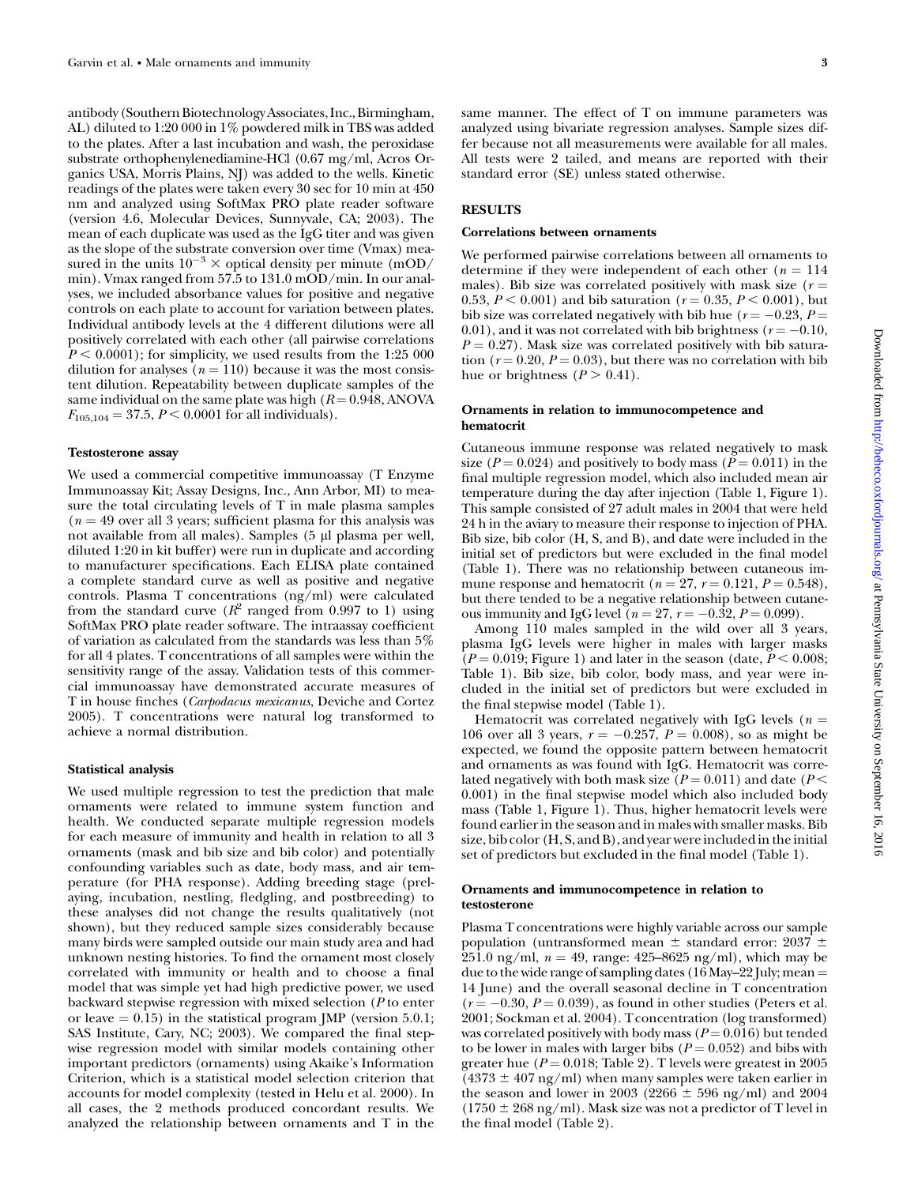antibody (Southern Biotechnology Associates, Inc., Birmingham, AL) diluted to 1:20 000 in 1% powdered milk in TBS was added to the plates. After a last incubation and wash, the peroxidase substrate orthophenylenediamine-HCl (0.67 mg/ml, Acros Organics USA, Morris Plains, NJ) was added to the wells. Kinetic readings of the plates were taken every 30 sec for 10 min at 450 nm and analyzed using SoftMax PRO plate reader software (version 4.6, Molecular Devices, Sunnyvale, CA; 2003). The mean of each duplicate was used as the IgG titer and was given as the slope of the substrate conversion over time (Vmax) measured in the units $10^{-3} \times$ optical density per minute (mOD/min). Vmax ranged from 57.5 to 131.0 mOD/min. In our analyses, we included absorbance values for positive and negative controls on each plate to account for variation between plates. Individual antibody levels at the 4 different dilutions were all positively correlated with each other (all pairwise correlations $P < 0.0001$); for simplicity, we used results from the 1:25 000 dilution for analyses ($n = 110$) because it was the most consistent dilution. Repeatability between duplicate samples of the same individual on the same plate was high ($R = 0.948$, ANOVA $F_{105,104} = 37.5$, $P < 0.0001$ for all individuals).

### Testosterone assay

We used a commercial competitive immunoassay (T Enzyme Immunoassay Kit; Assay Designs, Inc., Ann Arbor, MI) to measure the total circulating levels of T in male plasma samples ($n = 49$ over all 3 years; sufficient plasma for this analysis was not available from all males). Samples (5 µl plasma per well, diluted 1:20 in kit buffer) were run in duplicate and according to manufacturer specifications. Each ELISA plate contained a complete standard curve as well as positive and negative controls. Plasma T concentrations (ng/ml) were calculated from the standard curve ($R^2$ ranged from 0.997 to 1) using SoftMax PRO plate reader software. The intraassay coefficient of variation as calculated from the standards was less than 5% for all 4 plates. T concentrations of all samples were within the sensitivity range of the assay. Validation tests of this commercial immunoassay have demonstrated accurate measures of T in house finches (*Carpodacus mexicanus*, Deviche and Cortez 2005). T concentrations were natural log transformed to achieve a normal distribution.

### Statistical analysis

We used multiple regression to test the prediction that male ornaments were related to immune system function and health. We conducted separate multiple regression models for each measure of immunity and health in relation to all 3 ornaments (mask and bib size and bib color) and potentially confounding variables such as date, body mass, and air temperature (for PHA response). Adding breeding stage (prelaying, incubation, nestling, fledgling, and postbreeding) to these analyses did not change the results qualitatively (not shown), but they reduced sample sizes considerably because many birds were sampled outside our main study area and had unknown nesting histories. To find the ornament most closely correlated with immunity or health and to choose a final model that was simple yet had high predictive power, we used backward stepwise regression with mixed selection ($P$ to enter or leave $= 0.15$) in the statistical program JMP (version 5.0.1; SAS Institute, Cary, NC; 2003). We compared the final stepwise regression model with similar models containing other important predictors (ornaments) using Akaike's Information Criterion, which is a statistical model selection criterion that accounts for model complexity (tested in Helu et al. 2000). In all cases, the 2 methods produced concordant results. We analyzed the relationship between ornaments and T in the same manner. The effect of T on immune parameters was analyzed using bivariate regression analyses. Sample sizes differ because not all measurements were available for all males. All tests were 2 tailed, and means are reported with their standard error (SE) unless stated otherwise.

## RESULTS

### Correlations between ornaments

We performed pairwise correlations between all ornaments to determine if they were independent of each other ($n = 114$ males). Bib size was correlated positively with mask size ($r = 0.53$, $P < 0.001$) and bib saturation ($r = 0.35$, $P < 0.001$), but bib size was correlated negatively with bib hue ($r = -0.23$, $P = 0.01$), and it was not correlated with bib brightness ($r = -0.10$, $P = 0.27$). Mask size was correlated positively with bib saturation ($r = 0.20$, $P = 0.03$), but there was no correlation with bib hue or brightness ($P > 0.41$).

### Ornaments in relation to immunocompetence and hematocrit

Cutaneous immune response was related negatively to mask size ($P = 0.024$) and positively to body mass ($P = 0.011$) in the final multiple regression model, which also included mean air temperature during the day after injection (Table 1, Figure 1). This sample consisted of 27 adult males in 2004 that were held 24 h in the aviary to measure their response to injection of PHA. Bib size, bib color (H, S, and B), and date were included in the initial set of predictors but were excluded in the final model (Table 1). There was no relationship between cutaneous immune response and hematocrit ($n = 27$, $r = 0.121$, $P = 0.548$), but there tended to be a negative relationship between cutaneous immunity and IgG level ($n = 27$, $r = -0.32$, $P = 0.099$).

Among 110 males sampled in the wild over all 3 years, plasma IgG levels were higher in males with larger masks ($P = 0.019$; Figure 1) and later in the season (date, $P < 0.008$; Table 1). Bib size, bib color, body mass, and year were included in the initial set of predictors but were excluded in the final stepwise model (Table 1).

Hematocrit was correlated negatively with IgG levels ($n = 106$ over all 3 years, $r = -0.257$, $P = 0.008$), so as might be expected, we found the opposite pattern between hematocrit and ornaments as was found with IgG. Hematocrit was correlated negatively with both mask size ($P = 0.011$) and date ($P < 0.001$) in the final stepwise model which also included body mass (Table 1, Figure 1). Thus, higher hematocrit levels were found earlier in the season and in males with smaller masks. Bib size, bib color (H, S, and B), and year were included in the initial set of predictors but excluded in the final model (Table 1).

### Ornaments and immunocompetence in relation to testosterone

Plasma T concentrations were highly variable across our sample population (untransformed mean ± standard error: 2037 ± 251.0 ng/ml, $n = 49$, range: 425–8625 ng/ml), which may be due to the wide range of sampling dates (16 May–22 July; mean = 14 June) and the overall seasonal decline in T concentration ($r = -0.30$, $P = 0.039$), as found in other studies (Peters et al. 2001; Sockman et al. 2004). T concentration (log transformed) was correlated positively with body mass ($P = 0.016$) but tended to be lower in males with larger bibs ($P = 0.052$) and bibs with greater hue ($P = 0.018$; Table 2). T levels were greatest in 2005 (4373 ± 407 ng/ml) when many samples were taken earlier in the season and lower in 2003 (2266 ± 596 ng/ml) and 2004 (1750 ± 268 ng/ml). Mask size was not a predictor of T level in the final model (Table 2).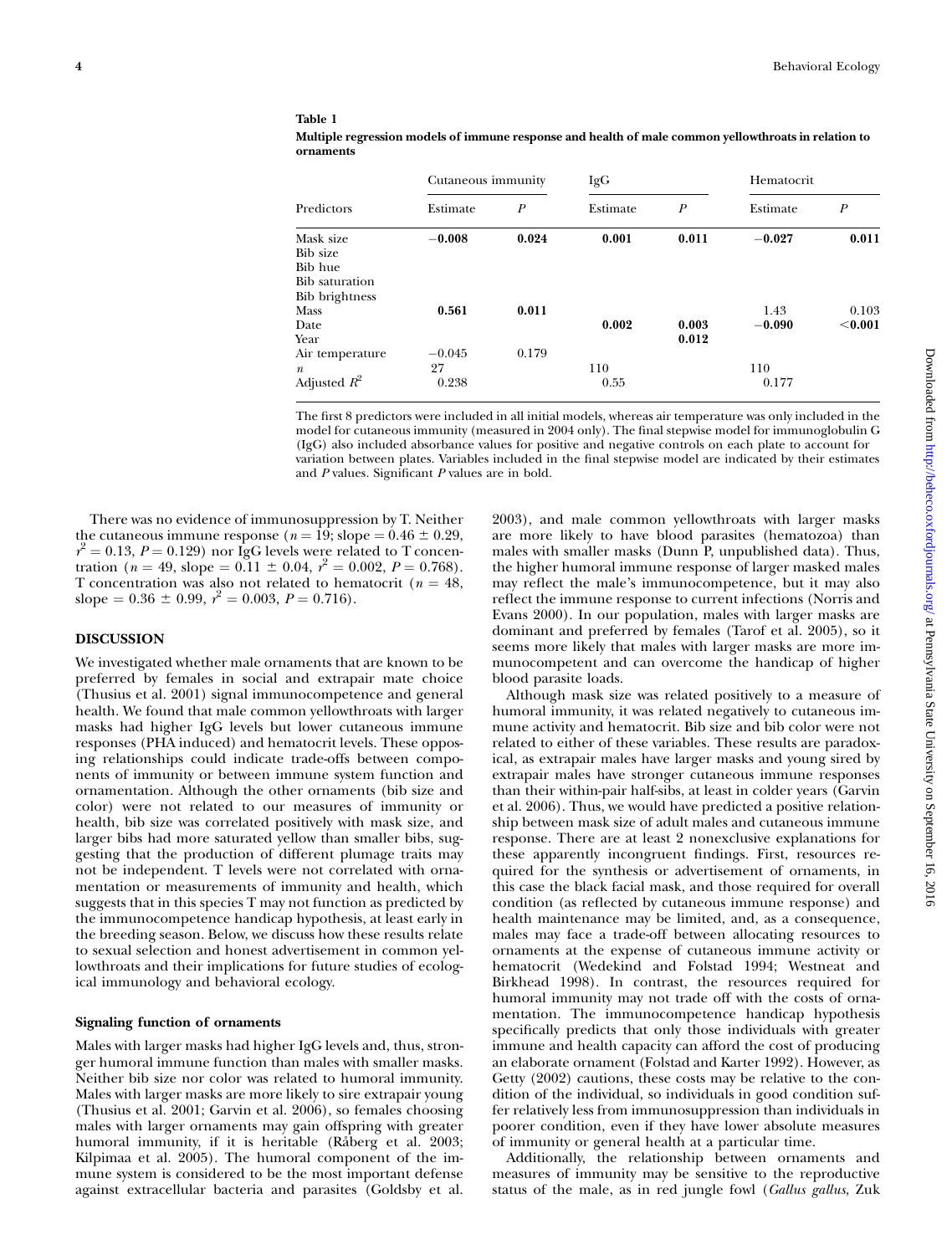**Table 1**

**Multiple regression models of immune response and health of male common yellowthroats in relation to ornaments**

| Predictors | Cutaneous immunity | | IgG | | Hematocrit | |
|---|---|---|---|---|---|---|
| | Estimate | *P* | Estimate | *P* | Estimate | *P* |
| Mask size | **−0.008** | **0.024** | **0.001** | **0.011** | **−0.027** | **0.011** |
| Bib size | | | | | | |
| Bib hue | | | | | | |
| Bib saturation | | | | | | |
| Bib brightness | | | | | | |
| Mass | **0.561** | **0.011** | | | 1.43 | 0.103 |
| Date | | | **0.002** | **0.003** | **−0.090** | **<0.001** |
| Year | | | | **0.012** | | |
| Air temperature | −0.045 | 0.179 | | | | |
| *n* | 27 | | 110 | | 110 | |
| Adjusted $R^2$ | 0.238 | | 0.55 | | 0.177 | |

The first 8 predictors were included in all initial models, whereas air temperature was only included in the model for cutaneous immunity (measured in 2004 only). The final stepwise model for immunoglobulin G (IgG) also included absorbance values for positive and negative controls on each plate to account for variation between plates. Variables included in the final stepwise model are indicated by their estimates and *P* values. Significant *P* values are in bold.

There was no evidence of immunosuppression by T. Neither the cutaneous immune response ($n = 19$; slope $= 0.46 \pm 0.29$, $r^2 = 0.13$, $P = 0.129$) nor IgG levels were related to T concentration ($n = 49$, slope $= 0.11 \pm 0.04$, $r^2 = 0.002$, $P = 0.768$). T concentration was also not related to hematocrit ($n = 48$, slope $= 0.36 \pm 0.99$, $r^2 = 0.003$, $P = 0.716$).

## DISCUSSION

We investigated whether male ornaments that are known to be preferred by females in social and extrapair mate choice (Thusius et al. 2001) signal immunocompetence and general health. We found that male common yellowthroats with larger masks had higher IgG levels but lower cutaneous immune responses (PHA induced) and hematocrit levels. These opposing relationships could indicate trade-offs between components of immunity or between immune system function and ornamentation. Although the other ornaments (bib size and color) were not related to our measures of immunity or health, bib size was correlated positively with mask size, and larger bibs had more saturated yellow than smaller bibs, suggesting that the production of different plumage traits may not be independent. T levels were not correlated with ornamentation or measurements of immunity and health, which suggests that in this species T may not function as predicted by the immunocompetence handicap hypothesis, at least early in the breeding season. Below, we discuss how these results relate to sexual selection and honest advertisement in common yellowthroats and their implications for future studies of ecological immunology and behavioral ecology.

### Signaling function of ornaments

Males with larger masks had higher IgG levels and, thus, stronger humoral immune function than males with smaller masks. Neither bib size nor color was related to humoral immunity. Males with larger masks are more likely to sire extrapair young (Thusius et al. 2001; Garvin et al. 2006), so females choosing males with larger ornaments may gain offspring with greater humoral immunity, if it is heritable (Råberg et al. 2003; Kilpimaa et al. 2005). The humoral component of the immune system is considered to be the most important defense against extracellular bacteria and parasites (Goldsby et al. 2003), and male common yellowthroats with larger masks are more likely to have blood parasites (hematozoa) than males with smaller masks (Dunn P, unpublished data). Thus, the higher humoral immune response of larger masked males may reflect the male's immunocompetence, but it may also reflect the immune response to current infections (Norris and Evans 2000). In our population, males with larger masks are dominant and preferred by females (Tarof et al. 2005), so it seems more likely that males with larger masks are more immunocompetent and can overcome the handicap of higher blood parasite loads.

Although mask size was related positively to a measure of humoral immunity, it was related negatively to cutaneous immune activity and hematocrit. Bib size and bib color were not related to either of these variables. These results are paradoxical, as extrapair males have larger masks and young sired by extrapair males have stronger cutaneous immune responses than their within-pair half-sibs, at least in colder years (Garvin et al. 2006). Thus, we would have predicted a positive relationship between mask size of adult males and cutaneous immune response. There are at least 2 nonexclusive explanations for these apparently incongruent findings. First, resources required for the synthesis or advertisement of ornaments, in this case the black facial mask, and those required for overall condition (as reflected by cutaneous immune response) and health maintenance may be limited, and, as a consequence, males may face a trade-off between allocating resources to ornaments at the expense of cutaneous immune activity or hematocrit (Wedekind and Folstad 1994; Westneat and Birkhead 1998). In contrast, the resources required for humoral immunity may not trade off with the costs of ornamentation. The immunocompetence handicap hypothesis specifically predicts that only those individuals with greater immune and health capacity can afford the cost of producing an elaborate ornament (Folstad and Karter 1992). However, as Getty (2002) cautions, these costs may be relative to the condition of the individual, so individuals in good condition suffer relatively less from immunosuppression than individuals in poorer condition, even if they have lower absolute measures of immunity or general health at a particular time.

Additionally, the relationship between ornaments and measures of immunity may be sensitive to the reproductive status of the male, as in red jungle fowl (*Gallus gallus*, Zuk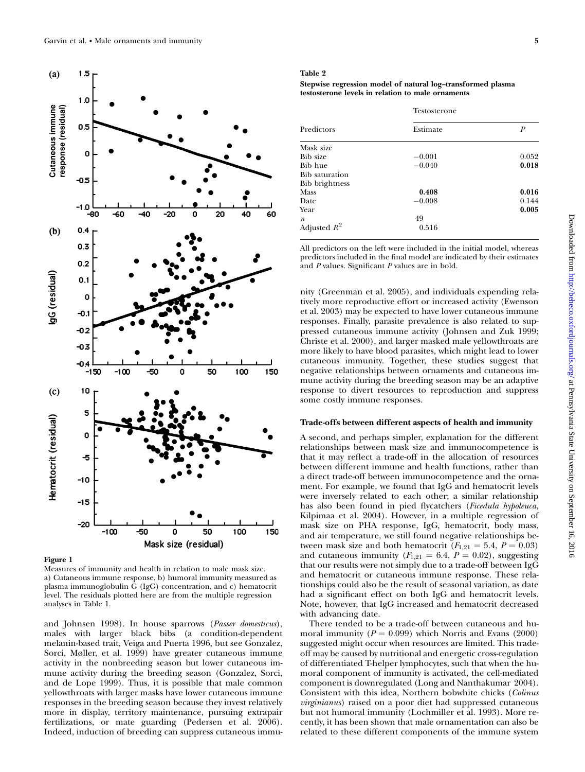Figure 1

Measures of immunity and health in relation to male mask size. a) Cutaneous immune response, b) humoral immunity measured as plasma immunoglobulin G (IgG) concentration, and c) hematocrit level. The residuals plotted here are from the multiple regression analyses in Table 1.

and Johnsen 1998). In house sparrows (*Passer domesticus*), males with larger black bibs (a condition-dependent melanin-based trait, Veiga and Puerta 1996, but see Gonzalez, Sorci, Møller, et al. 1999) have greater cutaneous immune activity in the nonbreeding season but lower cutaneous immune activity during the breeding season (Gonzalez, Sorci, and de Lope 1999). Thus, it is possible that male common yellowthroats with larger masks have lower cutaneous immune responses in the breeding season because they invest relatively more in display, territory maintenance, pursuing extrapair fertilizations, or mate guarding (Pedersen et al. 2006). Indeed, induction of breeding can suppress cutaneous immunity (Greenman et al. 2005), and individuals expending relatively more reproductive effort or increased activity (Ewenson et al. 2003) may be expected to have lower cutaneous immune responses. Finally, parasite prevalence is also related to suppressed cutaneous immune activity (Johnsen and Zuk 1999; Christe et al. 2000), and larger masked male yellowthroats are more likely to have blood parasites, which might lead to lower cutaneous immunity. Together, these studies suggest that negative relationships between ornaments and cutaneous immune activity during the breeding season may be an adaptive response to divert resources to reproduction and suppress some costly immune responses.

**Table 2**

**Stepwise regression model of natural log–transformed plasma testosterone levels in relation to male ornaments**

| | Testosterone | |
|---|---|---|
| Predictors | Estimate | $P$ |
| Mask size | | |
| Bib size | −0.001 | 0.052 |
| Bib hue | −0.040 | **0.018** |
| Bib saturation | | |
| Bib brightness | | |
| Mass | **0.408** | **0.016** |
| Date | −0.008 | 0.144 |
| Year | | **0.005** |
| $n$ | 49 | |
| Adjusted $R^2$ | 0.516 | |

All predictors on the left were included in the initial model, whereas predictors included in the final model are indicated by their estimates and $P$ values. Significant $P$ values are in bold.

### Trade-offs between different aspects of health and immunity

A second, and perhaps simpler, explanation for the different relationships between mask size and immunocompetence is that it may reflect a trade-off in the allocation of resources between different immune and health functions, rather than a direct trade-off between immunocompetence and the ornament. For example, we found that IgG and hematocrit levels were inversely related to each other; a similar relationship has also been found in pied flycatchers (*Ficedula hypoleuca*, Kilpimaa et al. 2004). However, in a multiple regression of mask size on PHA response, IgG, hematocrit, body mass, and air temperature, we still found negative relationships between mask size and both hematocrit ($F_{1,21} = 5.4$, $P = 0.03$) and cutaneous immunity ($F_{1,21} = 6.4$, $P = 0.02$), suggesting that our results were not simply due to a trade-off between IgG and hematocrit or cutaneous immune response. These relationships could also be the result of seasonal variation, as date had a significant effect on both IgG and hematocrit levels. Note, however, that IgG increased and hematocrit decreased with advancing date.

There tended to be a trade-off between cutaneous and humoral immunity ($P = 0.099$) which Norris and Evans (2000) suggested might occur when resources are limited. This trade-off may be caused by nutritional and energetic cross-regulation of differentiated T-helper lymphocytes, such that when the humoral component of immunity is activated, the cell-mediated component is downregulated (Long and Nanthakumar 2004). Consistent with this idea, Northern bobwhite chicks (*Colinus virginianus*) raised on a poor diet had suppressed cutaneous but not humoral immunity (Lochmiller et al. 1993). More recently, it has been shown that male ornamentation can also be related to these different components of the immune system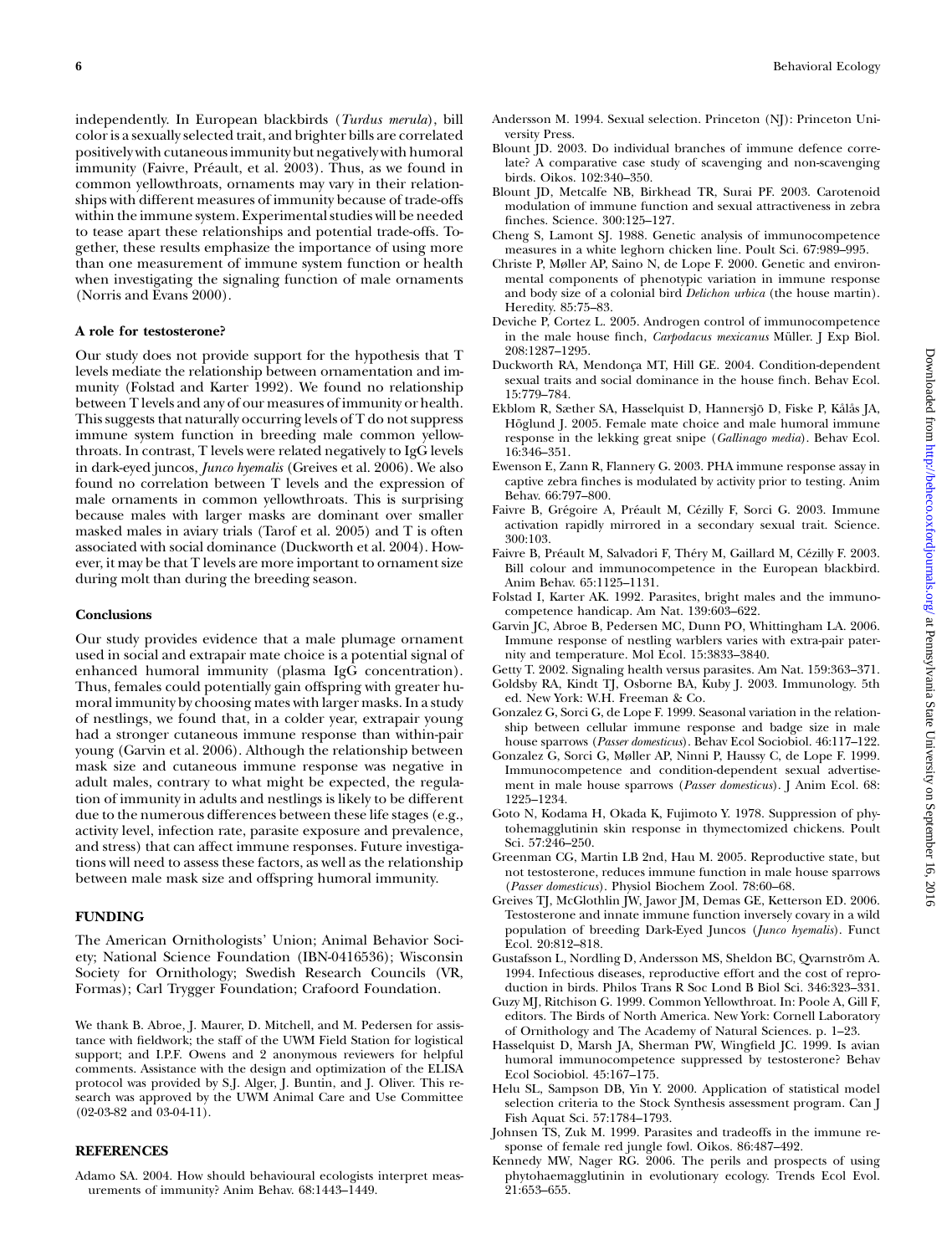independently. In European blackbirds (*Turdus merula*), bill color is a sexually selected trait, and brighter bills are correlated positively with cutaneous immunity but negatively with humoral immunity (Faivre, Préault, et al. 2003). Thus, as we found in common yellowthroats, ornaments may vary in their relationships with different measures of immunity because of trade-offs within the immune system. Experimental studies will be needed to tease apart these relationships and potential trade-offs. Together, these results emphasize the importance of using more than one measurement of immune system function or health when investigating the signaling function of male ornaments (Norris and Evans 2000).

### A role for testosterone?

Our study does not provide support for the hypothesis that T levels mediate the relationship between ornamentation and immunity (Folstad and Karter 1992). We found no relationship between T levels and any of our measures of immunity or health. This suggests that naturally occurring levels of T do not suppress immune system function in breeding male common yellowthroats. In contrast, T levels were related negatively to IgG levels in dark-eyed juncos, *Junco hyemalis* (Greives et al. 2006). We also found no correlation between T levels and the expression of male ornaments in common yellowthroats. This is surprising because males with larger masks are dominant over smaller masked males in aviary trials (Tarof et al. 2005) and T is often associated with social dominance (Duckworth et al. 2004). However, it may be that T levels are more important to ornament size during molt than during the breeding season.

### Conclusions

Our study provides evidence that a male plumage ornament used in social and extrapair mate choice is a potential signal of enhanced humoral immunity (plasma IgG concentration). Thus, females could potentially gain offspring with greater humoral immunity by choosing mates with larger masks. In a study of nestlings, we found that, in a colder year, extrapair young had a stronger cutaneous immune response than within-pair young (Garvin et al. 2006). Although the relationship between mask size and cutaneous immune response was negative in adult males, contrary to what might be expected, the regulation of immunity in adults and nestlings is likely to be different due to the numerous differences between these life stages (e.g., activity level, infection rate, parasite exposure and prevalence, and stress) that can affect immune responses. Future investigations will need to assess these factors, as well as the relationship between male mask size and offspring humoral immunity.

## FUNDING

The American Ornithologists' Union; Animal Behavior Society; National Science Foundation (IBN-0416536); Wisconsin Society for Ornithology; Swedish Research Councils (VR, Formas); Carl Trygger Foundation; Crafoord Foundation.

We thank B. Abroe, J. Maurer, D. Mitchell, and M. Pedersen for assistance with fieldwork; the staff of the UWM Field Station for logistical support; and I.P.F. Owens and 2 anonymous reviewers for helpful comments. Assistance with the design and optimization of the ELISA protocol was provided by S.J. Alger, J. Buntin, and J. Oliver. This research was approved by the UWM Animal Care and Use Committee (02-03-82 and 03-04-11).

## REFERENCES

Adamo SA. 2004. How should behavioural ecologists interpret measurements of immunity? Anim Behav. 68:1443–1449.

Andersson M. 1994. Sexual selection. Princeton (NJ): Princeton University Press.

Blount JD. 2003. Do individual branches of immune defence correlate? A comparative case study of scavenging and non-scavenging birds. Oikos. 102:340–350.

Blount JD, Metcalfe NB, Birkhead TR, Surai PF. 2003. Carotenoid modulation of immune function and sexual attractiveness in zebra finches. Science. 300:125–127.

Cheng S, Lamont SJ. 1988. Genetic analysis of immunocompetence measures in a white leghorn chicken line. Poult Sci. 67:989–995.

Christe P, Møller AP, Saino N, de Lope F. 2000. Genetic and environmental components of phenotypic variation in immune response and body size of a colonial bird *Delichon urbica* (the house martin). Heredity. 85:75–83.

Deviche P, Cortez L. 2005. Androgen control of immunocompetence in the male house finch, *Carpodacus mexicanus* Müller. J Exp Biol. 208:1287–1295.

Duckworth RA, Mendonça MT, Hill GE. 2004. Condition-dependent sexual traits and social dominance in the house finch. Behav Ecol. 15:779–784.

Ekblom R, Sæther SA, Hasselquist D, Hannersjö D, Fiske P, Kålås JA, Höglund J. 2005. Female mate choice and male humoral immune response in the lekking great snipe (*Gallinago media*). Behav Ecol. 16:346–351.

Ewenson E, Zann R, Flannery G. 2003. PHA immune response assay in captive zebra finches is modulated by activity prior to testing. Anim Behav. 66:797–800.

Faivre B, Grégoire A, Préault M, Cézilly F, Sorci G. 2003. Immune activation rapidly mirrored in a secondary sexual trait. Science. 300:103.

Faivre B, Préault M, Salvadori F, Théry M, Gaillard M, Cézilly F. 2003. Bill colour and immunocompetence in the European blackbird. Anim Behav. 65:1125–1131.

Folstad I, Karter AK. 1992. Parasites, bright males and the immunocompetence handicap. Am Nat. 139:603–622.

Garvin JC, Abroe B, Pedersen MC, Dunn PO, Whittingham LA. 2006. Immune response of nestling warblers varies with extra-pair paternity and temperature. Mol Ecol. 15:3833–3840.

Getty T. 2002. Signaling health versus parasites. Am Nat. 159:363–371.

Goldsby RA, Kindt TJ, Osborne BA, Kuby J. 2003. Immunology. 5th ed. New York: W.H. Freeman & Co.

Gonzalez G, Sorci G, de Lope F. 1999. Seasonal variation in the relationship between cellular immune response and badge size in male house sparrows (*Passer domesticus*). Behav Ecol Sociobiol. 46:117–122.

Gonzalez G, Sorci G, Møller AP, Ninni P, Haussy C, de Lope F. 1999. Immunocompetence and condition-dependent sexual advertisement in male house sparrows (*Passer domesticus*). J Anim Ecol. 68: 1225–1234.

Goto N, Kodama H, Okada K, Fujimoto Y. 1978. Suppression of phytohemagglutinin skin response in thymectomized chickens. Poult Sci. 57:246–250.

Greenman CG, Martin LB 2nd, Hau M. 2005. Reproductive state, but not testosterone, reduces immune function in male house sparrows (*Passer domesticus*). Physiol Biochem Zool. 78:60–68.

Greives TJ, McGlothlin JW, Jawor JM, Demas GE, Ketterson ED. 2006. Testosterone and innate immune function inversely covary in a wild population of breeding Dark-Eyed Juncos (*Junco hyemalis*). Funct Ecol. 20:812–818.

Gustafsson L, Nordling D, Andersson MS, Sheldon BC, Qvarnström A. 1994. Infectious diseases, reproductive effort and the cost of reproduction in birds. Philos Trans R Soc Lond B Biol Sci. 346:323–331.

Guzy MJ, Ritchison G. 1999. Common Yellowthroat. In: Poole A, Gill F, editors. The Birds of North America. New York: Cornell Laboratory of Ornithology and The Academy of Natural Sciences. p. 1–23.

Hasselquist D, Marsh JA, Sherman PW, Wingfield JC. 1999. Is avian humoral immunocompetence suppressed by testosterone? Behav Ecol Sociobiol. 45:167–175.

Helu SL, Sampson DB, Yin Y. 2000. Application of statistical model selection criteria to the Stock Synthesis assessment program. Can J Fish Aquat Sci. 57:1784–1793.

Johnsen TS, Zuk M. 1999. Parasites and tradeoffs in the immune response of female red jungle fowl. Oikos. 86:487–492.

Kennedy MW, Nager RG. 2006. The perils and prospects of using phytohaemagglutinin in evolutionary ecology. Trends Ecol Evol. 21:653–655.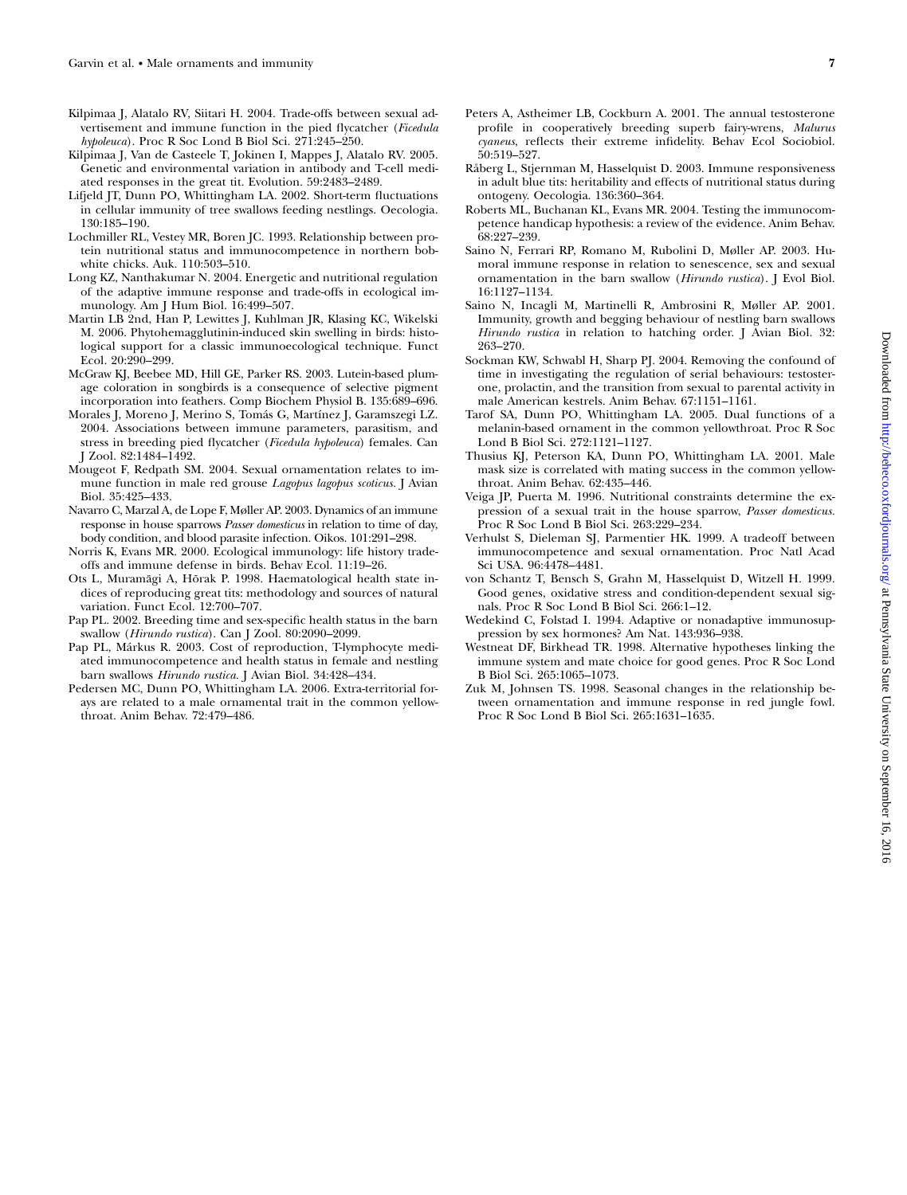Kilpimaa J, Alatalo RV, Siitari H. 2004. Trade-offs between sexual advertisement and immune function in the pied flycatcher (*Ficedula hypoleuca*). Proc R Soc Lond B Biol Sci. 271:245–250.

Kilpimaa J, Van de Casteele T, Jokinen I, Mappes J, Alatalo RV. 2005. Genetic and environmental variation in antibody and T-cell mediated responses in the great tit. Evolution. 59:2483–2489.

Lifjeld JT, Dunn PO, Whittingham LA. 2002. Short-term fluctuations in cellular immunity of tree swallows feeding nestlings. Oecologia. 130:185–190.

Lochmiller RL, Vestey MR, Boren JC. 1993. Relationship between protein nutritional status and immunocompetence in northern bobwhite chicks. Auk. 110:503–510.

Long KZ, Nanthakumar N. 2004. Energetic and nutritional regulation of the adaptive immune response and trade-offs in ecological immunology. Am J Hum Biol. 16:499–507.

Martin LB 2nd, Han P, Lewittes J, Kuhlman JR, Klasing KC, Wikelski M. 2006. Phytohemagglutinin-induced skin swelling in birds: histological support for a classic immunoecological technique. Funct Ecol. 20:290–299.

McGraw KJ, Beebee MD, Hill GE, Parker RS. 2003. Lutein-based plumage coloration in songbirds is a consequence of selective pigment incorporation into feathers. Comp Biochem Physiol B. 135:689–696.

Morales J, Moreno J, Merino S, Tomás G, Martínez J, Garamszegi LZ. 2004. Associations between immune parameters, parasitism, and stress in breeding pied flycatcher (*Ficedula hypoleuca*) females. Can J Zool. 82:1484–1492.

Mougeot F, Redpath SM. 2004. Sexual ornamentation relates to immune function in male red grouse *Lagopus lagopus scoticus*. J Avian Biol. 35:425–433.

Navarro C, Marzal A, de Lope F, Møller AP. 2003. Dynamics of an immune response in house sparrows *Passer domesticus* in relation to time of day, body condition, and blood parasite infection. Oikos. 101:291–298.

Norris K, Evans MR. 2000. Ecological immunology: life history trade-offs and immune defense in birds. Behav Ecol. 11:19–26.

Ots L, Muramägi A, Hõrak P. 1998. Haematological health state indices of reproducing great tits: methodology and sources of natural variation. Funct Ecol. 12:700–707.

Pap PL. 2002. Breeding time and sex-specific health status in the barn swallow (*Hirundo rustica*). Can J Zool. 80:2090–2099.

Pap PL, Márkus R. 2003. Cost of reproduction, T-lymphocyte mediated immunocompetence and health status in female and nestling barn swallows *Hirundo rustica*. J Avian Biol. 34:428–434.

Pedersen MC, Dunn PO, Whittingham LA. 2006. Extra-territorial forays are related to a male ornamental trait in the common yellowthroat. Anim Behav. 72:479–486.

Peters A, Astheimer LB, Cockburn A. 2001. The annual testosterone profile in cooperatively breeding superb fairy-wrens, *Malurus cyaneus*, reflects their extreme infidelity. Behav Ecol Sociobiol. 50:519–527.

Råberg L, Stjernman M, Hasselquist D. 2003. Immune responsiveness in adult blue tits: heritability and effects of nutritional status during ontogeny. Oecologia. 136:360–364.

Roberts ML, Buchanan KL, Evans MR. 2004. Testing the immunocompetence handicap hypothesis: a review of the evidence. Anim Behav. 68:227–239.

Saino N, Ferrari RP, Romano M, Rubolini D, Møller AP. 2003. Humoral immune response in relation to senescence, sex and sexual ornamentation in the barn swallow (*Hirundo rustica*). J Evol Biol. 16:1127–1134.

Saino N, Incagli M, Martinelli R, Ambrosini R, Møller AP. 2001. Immunity, growth and begging behaviour of nestling barn swallows *Hirundo rustica* in relation to hatching order. J Avian Biol. 32: 263–270.

Sockman KW, Schwabl H, Sharp PJ. 2004. Removing the confound of time in investigating the regulation of serial behaviours: testosterone, prolactin, and the transition from sexual to parental activity in male American kestrels. Anim Behav. 67:1151–1161.

Tarof SA, Dunn PO, Whittingham LA. 2005. Dual functions of a melanin-based ornament in the common yellowthroat. Proc R Soc Lond B Biol Sci. 272:1121–1127.

Thusius KJ, Peterson KA, Dunn PO, Whittingham LA. 2001. Male mask size is correlated with mating success in the common yellowthroat. Anim Behav. 62:435–446.

Veiga JP, Puerta M. 1996. Nutritional constraints determine the expression of a sexual trait in the house sparrow, *Passer domesticus*. Proc R Soc Lond B Biol Sci. 263:229–234.

Verhulst S, Dieleman SJ, Parmentier HK. 1999. A tradeoff between immunocompetence and sexual ornamentation. Proc Natl Acad Sci USA. 96:4478–4481.

von Schantz T, Bensch S, Grahn M, Hasselquist D, Witzell H. 1999. Good genes, oxidative stress and condition-dependent sexual signals. Proc R Soc Lond B Biol Sci. 266:1–12.

Wedekind C, Folstad I. 1994. Adaptive or nonadaptive immunosuppression by sex hormones? Am Nat. 143:936–938.

Westneat DF, Birkhead TR. 1998. Alternative hypotheses linking the immune system and mate choice for good genes. Proc R Soc Lond B Biol Sci. 265:1065–1073.

Zuk M, Johnsen TS. 1998. Seasonal changes in the relationship between ornamentation and immune response in red jungle fowl. Proc R Soc Lond B Biol Sci. 265:1631–1635.